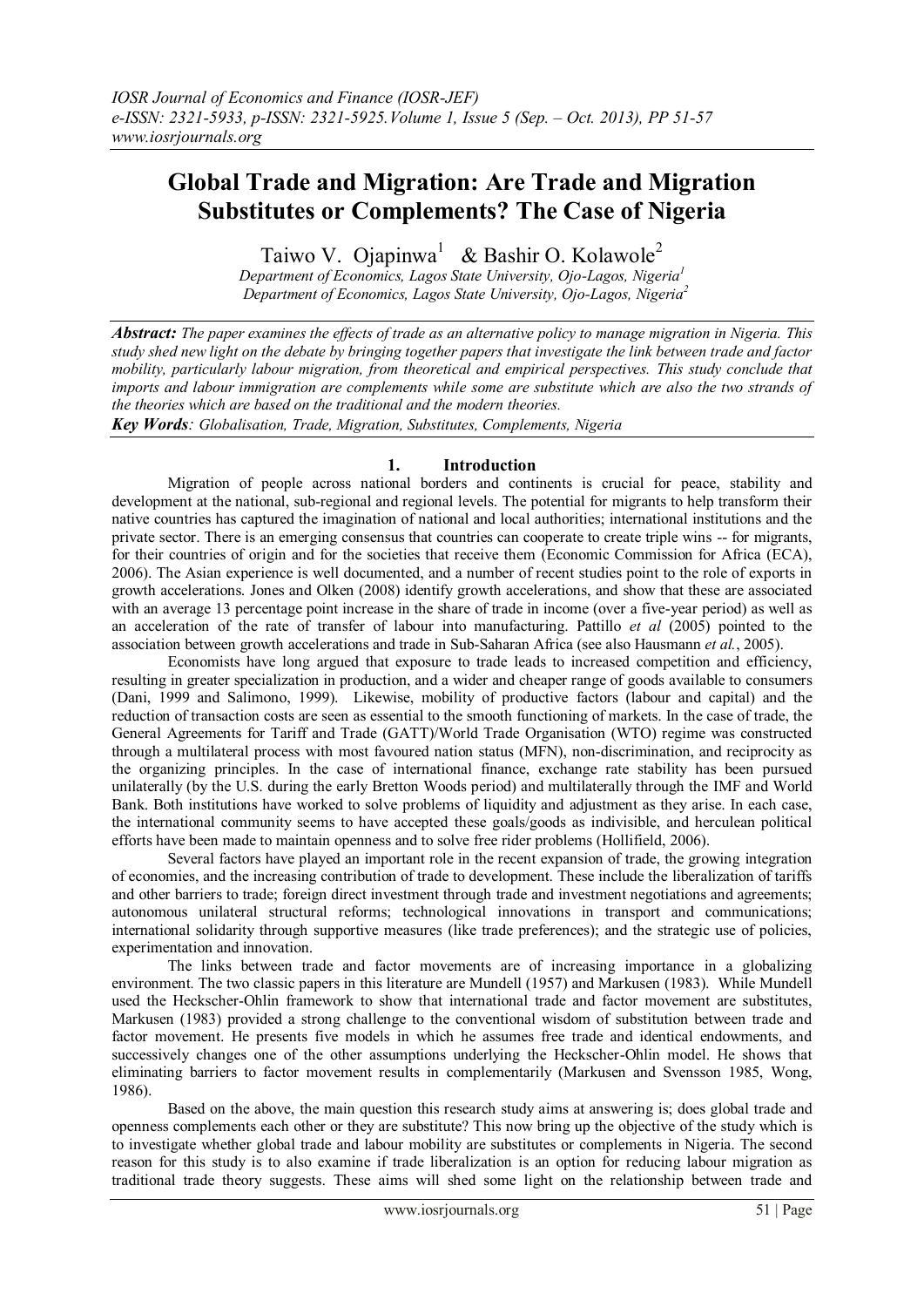# Global Trade and Migration: Are Trade and Migration Substitutes or Complements? The Case of Nigeria

Taiwo V. Ojapinwa[1] & Bashir O. Kolawole[2]

*Department of Economics, Lagos State University, Ojo-Lagos, Nigeria[1]*
*Department of Economics, Lagos State University, Ojo-Lagos, Nigeria[2]*

***Abstract:*** *The paper examines the effects of trade as an alternative policy to manage migration in Nigeria. This study shed new light on the debate by bringing together papers that investigate the link between trade and factor mobility, particularly labour migration, from theoretical and empirical perspectives. This study conclude that imports and labour immigration are complements while some are substitute which are also the two strands of the theories which are based on the traditional and the modern theories.*

***Key Words****: Globalisation, Trade, Migration, Substitutes, Complements, Nigeria*

## 1. Introduction

Migration of people across national borders and continents is crucial for peace, stability and development at the national, sub-regional and regional levels. The potential for migrants to help transform their native countries has captured the imagination of national and local authorities; international institutions and the private sector. There is an emerging consensus that countries can cooperate to create triple wins -- for migrants, for their countries of origin and for the societies that receive them (Economic Commission for Africa (ECA), 2006). The Asian experience is well documented, and a number of recent studies point to the role of exports in growth accelerations. Jones and Olken (2008) identify growth accelerations, and show that these are associated with an average 13 percentage point increase in the share of trade in income (over a five-year period) as well as an acceleration of the rate of transfer of labour into manufacturing. Pattillo *et al* (2005) pointed to the association between growth accelerations and trade in Sub-Saharan Africa (see also Hausmann *et al.*, 2005).

Economists have long argued that exposure to trade leads to increased competition and efficiency, resulting in greater specialization in production, and a wider and cheaper range of goods available to consumers (Dani, 1999 and Salimono, 1999). Likewise, mobility of productive factors (labour and capital) and the reduction of transaction costs are seen as essential to the smooth functioning of markets. In the case of trade, the General Agreements for Tariff and Trade (GATT)/World Trade Organisation (WTO) regime was constructed through a multilateral process with most favoured nation status (MFN), non-discrimination, and reciprocity as the organizing principles. In the case of international finance, exchange rate stability has been pursued unilaterally (by the U.S. during the early Bretton Woods period) and multilaterally through the IMF and World Bank. Both institutions have worked to solve problems of liquidity and adjustment as they arise. In each case, the international community seems to have accepted these goals/goods as indivisible, and herculean political efforts have been made to maintain openness and to solve free rider problems (Hollifield, 2006).

Several factors have played an important role in the recent expansion of trade, the growing integration of economies, and the increasing contribution of trade to development. These include the liberalization of tariffs and other barriers to trade; foreign direct investment through trade and investment negotiations and agreements; autonomous unilateral structural reforms; technological innovations in transport and communications; international solidarity through supportive measures (like trade preferences); and the strategic use of policies, experimentation and innovation.

The links between trade and factor movements are of increasing importance in a globalizing environment. The two classic papers in this literature are Mundell (1957) and Markusen (1983). While Mundell used the Heckscher-Ohlin framework to show that international trade and factor movement are substitutes, Markusen (1983) provided a strong challenge to the conventional wisdom of substitution between trade and factor movement. He presents five models in which he assumes free trade and identical endowments, and successively changes one of the other assumptions underlying the Heckscher-Ohlin model. He shows that eliminating barriers to factor movement results in complementarily (Markusen and Svensson 1985, Wong, 1986).

Based on the above, the main question this research study aims at answering is; does global trade and openness complements each other or they are substitute? This now bring up the objective of the study which is to investigate whether global trade and labour mobility are substitutes or complements in Nigeria. The second reason for this study is to also examine if trade liberalization is an option for reducing labour migration as traditional trade theory suggests. These aims will shed some light on the relationship between trade and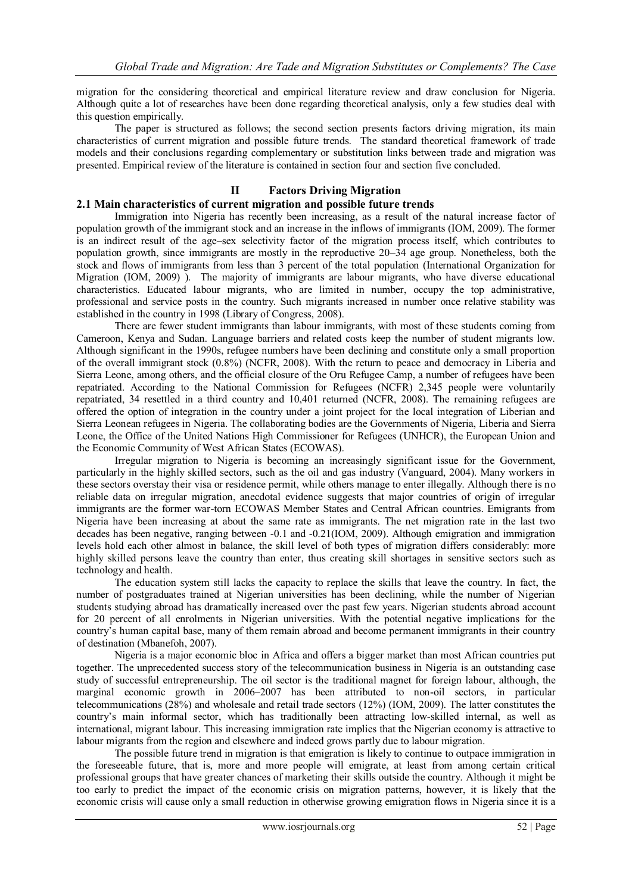migration for the considering theoretical and empirical literature review and draw conclusion for Nigeria. Although quite a lot of researches have been done regarding theoretical analysis, only a few studies deal with this question empirically.

The paper is structured as follows; the second section presents factors driving migration, its main characteristics of current migration and possible future trends. The standard theoretical framework of trade models and their conclusions regarding complementary or substitution links between trade and migration was presented. Empirical review of the literature is contained in section four and section five concluded.

## II Factors Driving Migration

### 2.1 Main characteristics of current migration and possible future trends

Immigration into Nigeria has recently been increasing, as a result of the natural increase factor of population growth of the immigrant stock and an increase in the inflows of immigrants (IOM, 2009). The former is an indirect result of the age–sex selectivity factor of the migration process itself, which contributes to population growth, since immigrants are mostly in the reproductive 20–34 age group. Nonetheless, both the stock and flows of immigrants from less than 3 percent of the total population (International Organization for Migration (IOM, 2009) ). The majority of immigrants are labour migrants, who have diverse educational characteristics. Educated labour migrants, who are limited in number, occupy the top administrative, professional and service posts in the country. Such migrants increased in number once relative stability was established in the country in 1998 (Library of Congress, 2008).

There are fewer student immigrants than labour immigrants, with most of these students coming from Cameroon, Kenya and Sudan. Language barriers and related costs keep the number of student migrants low. Although significant in the 1990s, refugee numbers have been declining and constitute only a small proportion of the overall immigrant stock (0.8%) (NCFR, 2008). With the return to peace and democracy in Liberia and Sierra Leone, among others, and the official closure of the Oru Refugee Camp, a number of refugees have been repatriated. According to the National Commission for Refugees (NCFR) 2,345 people were voluntarily repatriated, 34 resettled in a third country and 10,401 returned (NCFR, 2008). The remaining refugees are offered the option of integration in the country under a joint project for the local integration of Liberian and Sierra Leonean refugees in Nigeria. The collaborating bodies are the Governments of Nigeria, Liberia and Sierra Leone, the Office of the United Nations High Commissioner for Refugees (UNHCR), the European Union and the Economic Community of West African States (ECOWAS).

Irregular migration to Nigeria is becoming an increasingly significant issue for the Government, particularly in the highly skilled sectors, such as the oil and gas industry (Vanguard, 2004). Many workers in these sectors overstay their visa or residence permit, while others manage to enter illegally. Although there is no reliable data on irregular migration, anecdotal evidence suggests that major countries of origin of irregular immigrants are the former war-torn ECOWAS Member States and Central African countries. Emigrants from Nigeria have been increasing at about the same rate as immigrants. The net migration rate in the last two decades has been negative, ranging between -0.1 and -0.21(IOM, 2009). Although emigration and immigration levels hold each other almost in balance, the skill level of both types of migration differs considerably: more highly skilled persons leave the country than enter, thus creating skill shortages in sensitive sectors such as technology and health.

The education system still lacks the capacity to replace the skills that leave the country. In fact, the number of postgraduates trained at Nigerian universities has been declining, while the number of Nigerian students studying abroad has dramatically increased over the past few years. Nigerian students abroad account for 20 percent of all enrolments in Nigerian universities. With the potential negative implications for the country's human capital base, many of them remain abroad and become permanent immigrants in their country of destination (Mbanefoh, 2007).

Nigeria is a major economic bloc in Africa and offers a bigger market than most African countries put together. The unprecedented success story of the telecommunication business in Nigeria is an outstanding case study of successful entrepreneurship. The oil sector is the traditional magnet for foreign labour, although, the marginal economic growth in 2006–2007 has been attributed to non-oil sectors, in particular telecommunications (28%) and wholesale and retail trade sectors (12%) (IOM, 2009). The latter constitutes the country's main informal sector, which has traditionally been attracting low-skilled internal, as well as international, migrant labour. This increasing immigration rate implies that the Nigerian economy is attractive to labour migrants from the region and elsewhere and indeed grows partly due to labour migration.

The possible future trend in migration is that emigration is likely to continue to outpace immigration in the foreseeable future, that is, more and more people will emigrate, at least from among certain critical professional groups that have greater chances of marketing their skills outside the country. Although it might be too early to predict the impact of the economic crisis on migration patterns, however, it is likely that the economic crisis will cause only a small reduction in otherwise growing emigration flows in Nigeria since it is a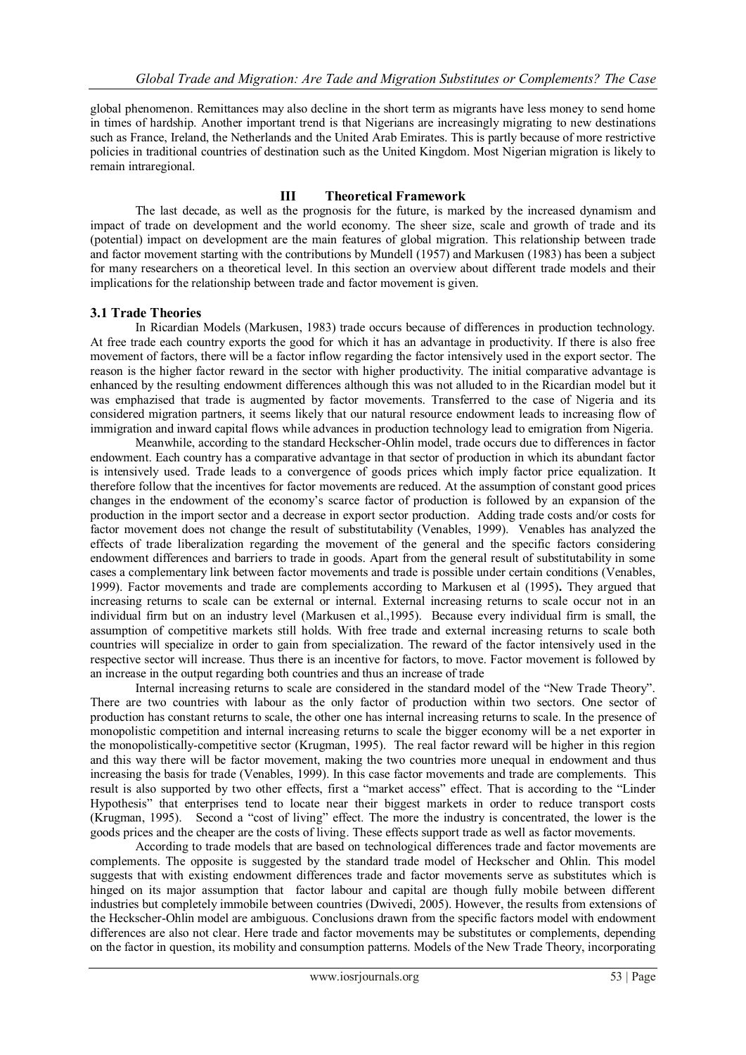global phenomenon. Remittances may also decline in the short term as migrants have less money to send home in times of hardship. Another important trend is that Nigerians are increasingly migrating to new destinations such as France, Ireland, the Netherlands and the United Arab Emirates. This is partly because of more restrictive policies in traditional countries of destination such as the United Kingdom. Most Nigerian migration is likely to remain intraregional.

## III Theoretical Framework

The last decade, as well as the prognosis for the future, is marked by the increased dynamism and impact of trade on development and the world economy. The sheer size, scale and growth of trade and its (potential) impact on development are the main features of global migration. This relationship between trade and factor movement starting with the contributions by Mundell (1957) and Markusen (1983) has been a subject for many researchers on a theoretical level. In this section an overview about different trade models and their implications for the relationship between trade and factor movement is given.

### 3.1 Trade Theories

In Ricardian Models (Markusen, 1983) trade occurs because of differences in production technology. At free trade each country exports the good for which it has an advantage in productivity. If there is also free movement of factors, there will be a factor inflow regarding the factor intensively used in the export sector. The reason is the higher factor reward in the sector with higher productivity. The initial comparative advantage is enhanced by the resulting endowment differences although this was not alluded to in the Ricardian model but it was emphazised that trade is augmented by factor movements. Transferred to the case of Nigeria and its considered migration partners, it seems likely that our natural resource endowment leads to increasing flow of immigration and inward capital flows while advances in production technology lead to emigration from Nigeria.

Meanwhile, according to the standard Heckscher-Ohlin model, trade occurs due to differences in factor endowment. Each country has a comparative advantage in that sector of production in which its abundant factor is intensively used. Trade leads to a convergence of goods prices which imply factor price equalization. It therefore follow that the incentives for factor movements are reduced. At the assumption of constant good prices changes in the endowment of the economy's scarce factor of production is followed by an expansion of the production in the import sector and a decrease in export sector production. Adding trade costs and/or costs for factor movement does not change the result of substitutability (Venables, 1999). Venables has analyzed the effects of trade liberalization regarding the movement of the general and the specific factors considering endowment differences and barriers to trade in goods. Apart from the general result of substitutability in some cases a complementary link between factor movements and trade is possible under certain conditions (Venables, 1999). Factor movements and trade are complements according to Markusen et al (1995). They argued that increasing returns to scale can be external or internal. External increasing returns to scale occur not in an individual firm but on an industry level (Markusen et al.,1995). Because every individual firm is small, the assumption of competitive markets still holds. With free trade and external increasing returns to scale both countries will specialize in order to gain from specialization. The reward of the factor intensively used in the respective sector will increase. Thus there is an incentive for factors, to move. Factor movement is followed by an increase in the output regarding both countries and thus an increase of trade

Internal increasing returns to scale are considered in the standard model of the "New Trade Theory". There are two countries with labour as the only factor of production within two sectors. One sector of production has constant returns to scale, the other one has internal increasing returns to scale. In the presence of monopolistic competition and internal increasing returns to scale the bigger economy will be a net exporter in the monopolistically-competitive sector (Krugman, 1995). The real factor reward will be higher in this region and this way there will be factor movement, making the two countries more unequal in endowment and thus increasing the basis for trade (Venables, 1999). In this case factor movements and trade are complements. This result is also supported by two other effects, first a "market access" effect. That is according to the "Linder Hypothesis" that enterprises tend to locate near their biggest markets in order to reduce transport costs (Krugman, 1995). Second a "cost of living" effect. The more the industry is concentrated, the lower is the goods prices and the cheaper are the costs of living. These effects support trade as well as factor movements.

According to trade models that are based on technological differences trade and factor movements are complements. The opposite is suggested by the standard trade model of Heckscher and Ohlin. This model suggests that with existing endowment differences trade and factor movements serve as substitutes which is hinged on its major assumption that factor labour and capital are though fully mobile between different industries but completely immobile between countries (Dwivedi, 2005). However, the results from extensions of the Heckscher-Ohlin model are ambiguous. Conclusions drawn from the specific factors model with endowment differences are also not clear. Here trade and factor movements may be substitutes or complements, depending on the factor in question, its mobility and consumption patterns. Models of the New Trade Theory, incorporating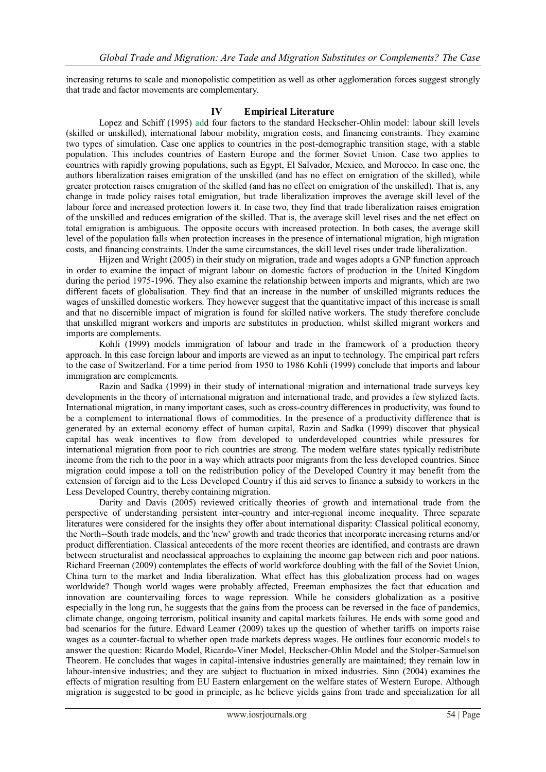increasing returns to scale and monopolistic competition as well as other agglomeration forces suggest strongly that trade and factor movements are complementary.

## IV Empirical Literature

Lopez and Schiff (1995) add four factors to the standard Heckscher-Ohlin model: labour skill levels (skilled or unskilled), international labour mobility, migration costs, and financing constraints. They examine two types of simulation. Case one applies to countries in the post-demographic transition stage, with a stable population. This includes countries of Eastern Europe and the former Soviet Union. Case two applies to countries with rapidly growing populations, such as Egypt, El Salvador, Mexico, and Morocco. In case one, the authors liberalization raises emigration of the unskilled (and has no effect on emigration of the skilled), while greater protection raises emigration of the skilled (and has no effect on emigration of the unskilled). That is, any change in trade policy raises total emigration, but trade liberalization improves the average skill level of the labour force and increased protection lowers it. In case two, they find that trade liberalization raises emigration of the unskilled and reduces emigration of the skilled. That is, the average skill level rises and the net effect on total emigration is ambiguous. The opposite occurs with increased protection. In both cases, the average skill level of the population falls when protection increases in the presence of international migration, high migration costs, and financing constraints. Under the same circumstances, the skill level rises under trade liberalization.

Hijzen and Wright (2005) in their study on migration, trade and wages adopts a GNP function approach in order to examine the impact of migrant labour on domestic factors of production in the United Kingdom during the period 1975-1996. They also examine the relationship between imports and migrants, which are two different facets of globalisation. They find that an increase in the number of unskilled migrants reduces the wages of unskilled domestic workers. They however suggest that the quantitative impact of this increase is small and that no discernible impact of migration is found for skilled native workers. The study therefore conclude that unskilled migrant workers and imports are substitutes in production, whilst skilled migrant workers and imports are complements.

Kohli (1999) models immigration of labour and trade in the framework of a production theory approach. In this case foreign labour and imports are viewed as an input to technology. The empirical part refers to the case of Switzerland. For a time period from 1950 to 1986 Kohli (1999) conclude that imports and labour immigration are complements.

Razin and Sadka (1999) in their study of international migration and international trade surveys key developments in the theory of international migration and international trade, and provides a few stylized facts. International migration, in many important cases, such as cross-country differences in productivity, was found to be a complement to international flows of commodities. In the presence of a productivity difference that is generated by an external economy effect of human capital, Razin and Sadka (1999) discover that physical capital has weak incentives to flow from developed to underdeveloped countries while pressures for international migration from poor to rich countries are strong. The modem welfare states typically redistribute income from the rich to the poor in a way which attracts poor migrants from the less developed countries. Since migration could impose a toll on the redistribution policy of the Developed Country it may benefit from the extension of foreign aid to the Less Developed Country if this aid serves to finance a subsidy to workers in the Less Developed Country, thereby containing migration.

Darity and Davis (2005) reviewed critically theories of growth and international trade from the perspective of understanding persistent inter-country and inter-regional income inequality. Three separate literatures were considered for the insights they offer about international disparity: Classical political economy, the North--South trade models, and the 'new' growth and trade theories that incorporate increasing returns and/or product differentiation. Classical antecedents of the more recent theories are identified, and contrasts are drawn between structuralist and neoclassical approaches to explaining the income gap between rich and poor nations. Richard Freeman (2009) contemplates the effects of world workforce doubling with the fall of the Soviet Union, China turn to the market and India liberalization. What effect has this globalization process had on wages worldwide? Though world wages were probably affected, Freeman emphasizes the fact that education and innovation are countervailing forces to wage repression. While he considers globalization as a positive especially in the long run, he suggests that the gains from the process can be reversed in the face of pandemics, climate change, ongoing terrorism, political insanity and capital markets failures. He ends with some good and bad scenarios for the future. Edward Leamer (2009) takes up the question of whether tariffs on imports raise wages as a counter-factual to whether open trade markets depress wages. He outlines four economic models to answer the question: Ricardo Model, Ricardo-Viner Model, Heckscher-Ohlin Model and the Stolper-Samuelson Theorem. He concludes that wages in capital-intensive industries generally are maintained; they remain low in labour-intensive industries; and they are subject to fluctuation in mixed industries. Sinn (2004) examines the effects of migration resulting from EU Eastern enlargement on the welfare states of Western Europe. Although migration is suggested to be good in principle, as he believe yields gains from trade and specialization for all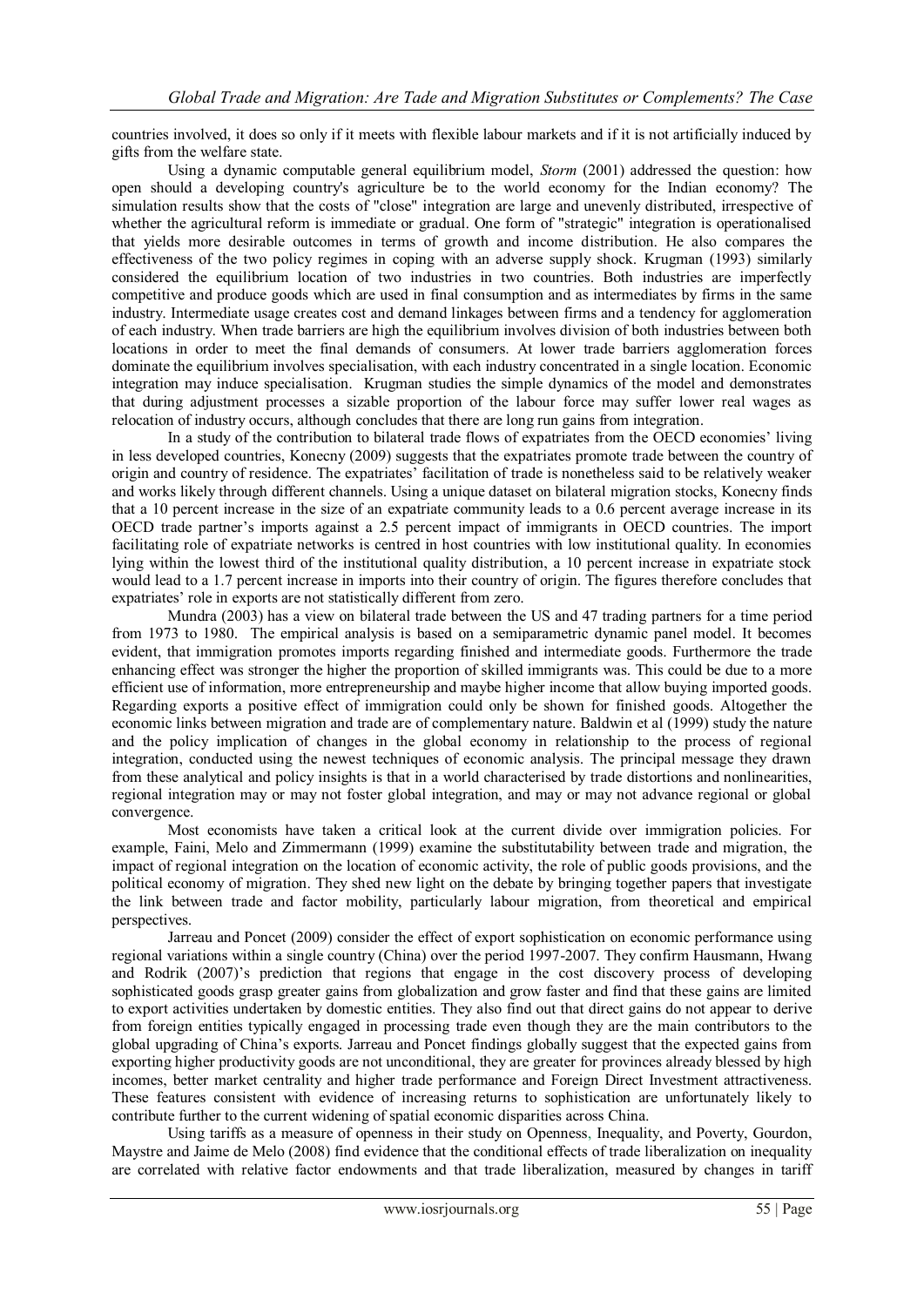countries involved, it does so only if it meets with flexible labour markets and if it is not artificially induced by gifts from the welfare state.

Using a dynamic computable general equilibrium model, *Storm* (2001) addressed the question: how open should a developing country's agriculture be to the world economy for the Indian economy? The simulation results show that the costs of "close" integration are large and unevenly distributed, irrespective of whether the agricultural reform is immediate or gradual. One form of "strategic" integration is operationalised that yields more desirable outcomes in terms of growth and income distribution. He also compares the effectiveness of the two policy regimes in coping with an adverse supply shock. Krugman (1993) similarly considered the equilibrium location of two industries in two countries. Both industries are imperfectly competitive and produce goods which are used in final consumption and as intermediates by firms in the same industry. Intermediate usage creates cost and demand linkages between firms and a tendency for agglomeration of each industry. When trade barriers are high the equilibrium involves division of both industries between both locations in order to meet the final demands of consumers. At lower trade barriers agglomeration forces dominate the equilibrium involves specialisation, with each industry concentrated in a single location. Economic integration may induce specialisation. Krugman studies the simple dynamics of the model and demonstrates that during adjustment processes a sizable proportion of the labour force may suffer lower real wages as relocation of industry occurs, although concludes that there are long run gains from integration.

In a study of the contribution to bilateral trade flows of expatriates from the OECD economies' living in less developed countries, Konecny (2009) suggests that the expatriates promote trade between the country of origin and country of residence. The expatriates' facilitation of trade is nonetheless said to be relatively weaker and works likely through different channels. Using a unique dataset on bilateral migration stocks, Konecny finds that a 10 percent increase in the size of an expatriate community leads to a 0.6 percent average increase in its OECD trade partner's imports against a 2.5 percent impact of immigrants in OECD countries. The import facilitating role of expatriate networks is centred in host countries with low institutional quality. In economies lying within the lowest third of the institutional quality distribution, a 10 percent increase in expatriate stock would lead to a 1.7 percent increase in imports into their country of origin. The figures therefore concludes that expatriates' role in exports are not statistically different from zero.

Mundra (2003) has a view on bilateral trade between the US and 47 trading partners for a time period from 1973 to 1980. The empirical analysis is based on a semiparametric dynamic panel model. It becomes evident, that immigration promotes imports regarding finished and intermediate goods. Furthermore the trade enhancing effect was stronger the higher the proportion of skilled immigrants was. This could be due to a more efficient use of information, more entrepreneurship and maybe higher income that allow buying imported goods. Regarding exports a positive effect of immigration could only be shown for finished goods. Altogether the economic links between migration and trade are of complementary nature. Baldwin et al (1999) study the nature and the policy implication of changes in the global economy in relationship to the process of regional integration, conducted using the newest techniques of economic analysis. The principal message they drawn from these analytical and policy insights is that in a world characterised by trade distortions and nonlinearities, regional integration may or may not foster global integration, and may or may not advance regional or global convergence.

Most economists have taken a critical look at the current divide over immigration policies. For example, Faini, Melo and Zimmermann (1999) examine the substitutability between trade and migration, the impact of regional integration on the location of economic activity, the role of public goods provisions, and the political economy of migration. They shed new light on the debate by bringing together papers that investigate the link between trade and factor mobility, particularly labour migration, from theoretical and empirical perspectives.

Jarreau and Poncet (2009) consider the effect of export sophistication on economic performance using regional variations within a single country (China) over the period 1997-2007. They confirm Hausmann, Hwang and Rodrik (2007)'s prediction that regions that engage in the cost discovery process of developing sophisticated goods grasp greater gains from globalization and grow faster and find that these gains are limited to export activities undertaken by domestic entities. They also find out that direct gains do not appear to derive from foreign entities typically engaged in processing trade even though they are the main contributors to the global upgrading of China's exports. Jarreau and Poncet findings globally suggest that the expected gains from exporting higher productivity goods are not unconditional, they are greater for provinces already blessed by high incomes, better market centrality and higher trade performance and Foreign Direct Investment attractiveness. These features consistent with evidence of increasing returns to sophistication are unfortunately likely to contribute further to the current widening of spatial economic disparities across China.

Using tariffs as a measure of openness in their study on Openness, Inequality, and Poverty, Gourdon, Maystre and Jaime de Melo (2008) find evidence that the conditional effects of trade liberalization on inequality are correlated with relative factor endowments and that trade liberalization, measured by changes in tariff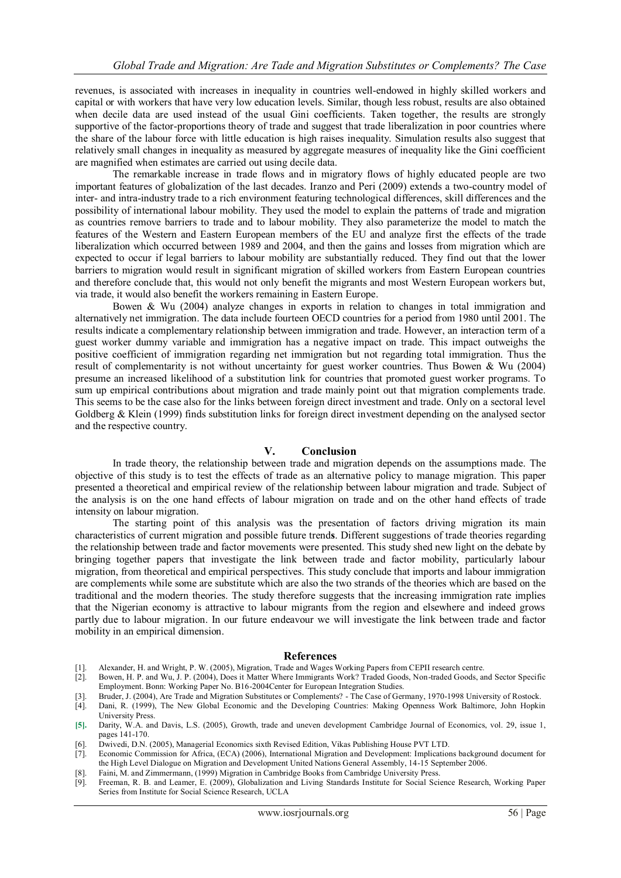revenues, is associated with increases in inequality in countries well-endowed in highly skilled workers and capital or with workers that have very low education levels. Similar, though less robust, results are also obtained when decile data are used instead of the usual Gini coefficients. Taken together, the results are strongly supportive of the factor-proportions theory of trade and suggest that trade liberalization in poor countries where the share of the labour force with little education is high raises inequality. Simulation results also suggest that relatively small changes in inequality as measured by aggregate measures of inequality like the Gini coefficient are magnified when estimates are carried out using decile data.

The remarkable increase in trade flows and in migratory flows of highly educated people are two important features of globalization of the last decades. Iranzo and Peri (2009) extends a two-country model of inter- and intra-industry trade to a rich environment featuring technological differences, skill differences and the possibility of international labour mobility. They used the model to explain the patterns of trade and migration as countries remove barriers to trade and to labour mobility. They also parameterize the model to match the features of the Western and Eastern European members of the EU and analyze first the effects of the trade liberalization which occurred between 1989 and 2004, and then the gains and losses from migration which are expected to occur if legal barriers to labour mobility are substantially reduced. They find out that the lower barriers to migration would result in significant migration of skilled workers from Eastern European countries and therefore conclude that, this would not only benefit the migrants and most Western European workers but, via trade, it would also benefit the workers remaining in Eastern Europe.

Bowen & Wu (2004) analyze changes in exports in relation to changes in total immigration and alternatively net immigration. The data include fourteen OECD countries for a period from 1980 until 2001. The results indicate a complementary relationship between immigration and trade. However, an interaction term of a guest worker dummy variable and immigration has a negative impact on trade. This impact outweighs the positive coefficient of immigration regarding net immigration but not regarding total immigration. Thus the result of complementarity is not without uncertainty for guest worker countries. Thus Bowen & Wu (2004) presume an increased likelihood of a substitution link for countries that promoted guest worker programs. To sum up empirical contributions about migration and trade mainly point out that migration complements trade. This seems to be the case also for the links between foreign direct investment and trade. Only on a sectoral level Goldberg & Klein (1999) finds substitution links for foreign direct investment depending on the analysed sector and the respective country.

## V. Conclusion

In trade theory, the relationship between trade and migration depends on the assumptions made. The objective of this study is to test the effects of trade as an alternative policy to manage migration. This paper presented a theoretical and empirical review of the relationship between labour migration and trade. Subject of the analysis is on the one hand effects of labour migration on trade and on the other hand effects of trade intensity on labour migration.

The starting point of this analysis was the presentation of factors driving migration its main characteristics of current migration and possible future trends. Different suggestions of trade theories regarding the relationship between trade and factor movements were presented. This study shed new light on the debate by bringing together papers that investigate the link between trade and factor mobility, particularly labour migration, from theoretical and empirical perspectives. This study conclude that imports and labour immigration are complements while some are substitute which are also the two strands of the theories which are based on the traditional and the modern theories. The study therefore suggests that the increasing immigration rate implies that the Nigerian economy is attractive to labour migrants from the region and elsewhere and indeed grows partly due to labour migration. In our future endeavour we will investigate the link between trade and factor mobility in an empirical dimension.

## References

[1]. Alexander, H. and Wright, P. W. (2005), Migration, Trade and Wages Working Papers from CEPII research centre.

[2]. Bowen, H. P. and Wu, J. P. (2004), Does it Matter Where Immigrants Work? Traded Goods, Non-traded Goods, and Sector Specific Employment. Bonn: Working Paper No. B16-2004Center for European Integration Studies.

[3]. Bruder, J. (2004), Are Trade and Migration Substitutes or Complements? - The Case of Germany, 1970-1998 University of Rostock.

[4]. Dani, R. (1999), The New Global Economic and the Developing Countries: Making Openness Work Baltimore, John Hopkin University Press.

[5]. Darity, W.A. and Davis, L.S. (2005), Growth, trade and uneven development Cambridge Journal of Economics, vol. 29, issue 1, pages 141-170.

[6]. Dwivedi, D.N. (2005), Managerial Economics sixth Revised Edition, Vikas Publishing House PVT LTD.

[7]. Economic Commission for Africa, (ECA) (2006), International Migration and Development: Implications background document for the High Level Dialogue on Migration and Development United Nations General Assembly, 14-15 September 2006.

[8]. Faini, M. and Zimmermann, (1999) Migration in Cambridge Books from Cambridge University Press.

[9]. Freeman, R. B. and Leamer, E. (2009), Globalization and Living Standards Institute for Social Science Research, Working Paper Series from Institute for Social Science Research, UCLA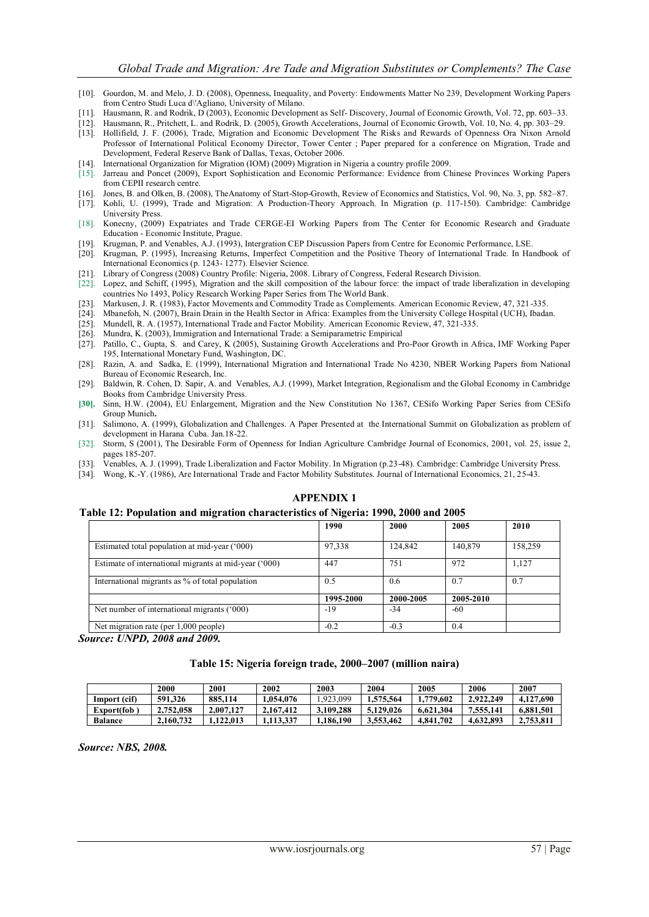[10]. Gourdon, M. and Melo, J. D. (2008), Openness, Inequality, and Poverty: Endowments Matter No 239, Development Working Papers from Centro Studi Luca d\'Agliano, University of Milano.

[11]. Hausmann, R. and Rodrik, D (2003), Economic Development as Self- Discovery, Journal of Economic Growth, Vol. 72, pp. 603–33.

[12]. Hausmann, R., Pritchett, L. and Rodrik, D. (2005), Growth Accelerations, Journal of Economic Growth, Vol. 10, No. 4, pp. 303–29.

[13]. Hollifield, J. F. (2006), Trade, Migration and Economic Development The Risks and Rewards of Openness Ora Nixon Arnold Professor of International Political Economy Director, Tower Center ; Paper prepared for a conference on Migration, Trade and Development, Federal Reserve Bank of Dallas, Texas, October 2006.

[14]. International Organization for Migration (IOM) (2009) Migration in Nigeria a country profile 2009.

[15]. Jarreau and Poncet (2009), Export Sophistication and Economic Performance: Evidence from Chinese Provinces Working Papers from CEPII research centre.

[16]. Jones, B. and Olken, B. (2008), TheAnatomy of Start-Stop-Growth, Review of Economics and Statistics, Vol. 90, No. 3, pp. 582–87.

[17]. Kohli, U. (1999), Trade and Migration: A Production-Theory Approach. In Migration (p. 117-150). Cambridge: Cambridge University Press.

[18]. Konecny, (2009) Expatriates and Trade CERGE-EI Working Papers from The Center for Economic Research and Graduate Education - Economic Institute, Prague.

[19]. Krugman, P. and Venables, A.J. (1993), Intergration CEP Discussion Papers from Centre for Economic Performance, LSE.

[20]. Krugman, P. (1995), Increasing Returns, Imperfect Competition and the Positive Theory of International Trade. In Handbook of International Economics (p. 1243- 1277). Elsevier Science.

[21]. Library of Congress (2008) Country Profile: Nigeria, 2008. Library of Congress, Federal Research Division.

[22]. Lopez, and Schiff, (1995), Migration and the skill composition of the labour force: the impact of trade liberalization in developing countries No 1493, Policy Research Working Paper Series from The World Bank.

[23]. Markusen, J. R. (1983), Factor Movements and Commodity Trade as Complements. American Economic Review, 47, 321-335.

[24]. Mbanefoh, N. (2007), Brain Drain in the Health Sector in Africa: Examples from the University College Hospital (UCH), Ibadan.

[25]. Mundell, R. A. (1957), International Trade and Factor Mobility. American Economic Review, 47, 321-335.

[26]. Mundra, K. (2003), Immigration and International Trade: a Semiparametric Empirical

[27]. Patillo, C., Gupta, S. and Carey, K (2005), Sustaining Growth Accelerations and Pro-Poor Growth in Africa, IMF Working Paper 195, International Monetary Fund, Washington, DC.

[28]. Razin, A. and Sadka, E. (1999), International Migration and International Trade No 4230, NBER Working Papers from National Bureau of Economic Research, Inc.

[29]. Baldwin, R. Cohen, D. Sapir, A. and Venables, A.J. (1999), Market Integration, Regionalism and the Global Economy in Cambridge Books from Cambridge University Press.

**[30].** Sinn, H.W. (2004), EU Enlargement, Migration and the New Constitution No 1367, CESifo Working Paper Series from CESifo Group Munich**.**

[31]. Salimono, A. (1999), Globalization and Challenges. A Paper Presented at the International Summit on Globalization as problem of development in Harana Cuba. Jan.18-22.

[32]. Storm, S (2001), The Desirable Form of Openness for Indian Agriculture Cambridge Journal of Economics, 2001, vol. 25, issue 2, pages 185-207.

[33]. Venables, A. J. (1999), Trade Liberalization and Factor Mobility. In Migration (p.23-48). Cambridge: Cambridge University Press.

[34]. Wong, K.-Y. (1986), Are International Trade and Factor Mobility Substitutes. Journal of International Economics, 21, 25-43.

## APPENDIX 1

**Table 12: Population and migration characteristics of Nigeria: 1990, 2000 and 2005**

| | **1990** | **2000** | **2005** | **2010** |
|---|---|---|---|---|
| Estimated total population at mid-year ('000) | 97,338 | 124,842 | 140,879 | 158,259 |
| Estimate of international migrants at mid-year ('000) | 447 | 751 | 972 | 1,127 |
| International migrants as % of total population | 0.5 | 0.6 | 0.7 | 0.7 |
| | **1995-2000** | **2000-2005** | **2005-2010** | |
| Net number of international migrants ('000) | -19 | -34 | -60 | |
| Net migration rate (per 1,000 people) | -0.2 | -0.3 | 0.4 | |

***Source: UNPD, 2008 and 2009.***

**Table 15: Nigeria foreign trade, 2000–2007 (million naira)**

| | **2000** | **2001** | **2002** | **2003** | **2004** | **2005** | **2006** | **2007** |
|---|---|---|---|---|---|---|---|---|
| **Import (cif)** | **591,326** | **885,114** | **1,054,076** | 1,923,099 | **1,575,564** | **1,779,602** | **2,922,249** | **4,127,690** |
| **Export(fob )** | **2,752,058** | **2,007,127** | **2,167,412** | **3,109,288** | **5,129,026** | **6,621,304** | **7,555,141** | **6,881,501** |
| **Balance** | **2,160,732** | **1,122,013** | **1,113,337** | **1,186,190** | **3,553,462** | **4,841,702** | **4,632,893** | **2,753,811** |

***Source: NBS, 2008.***